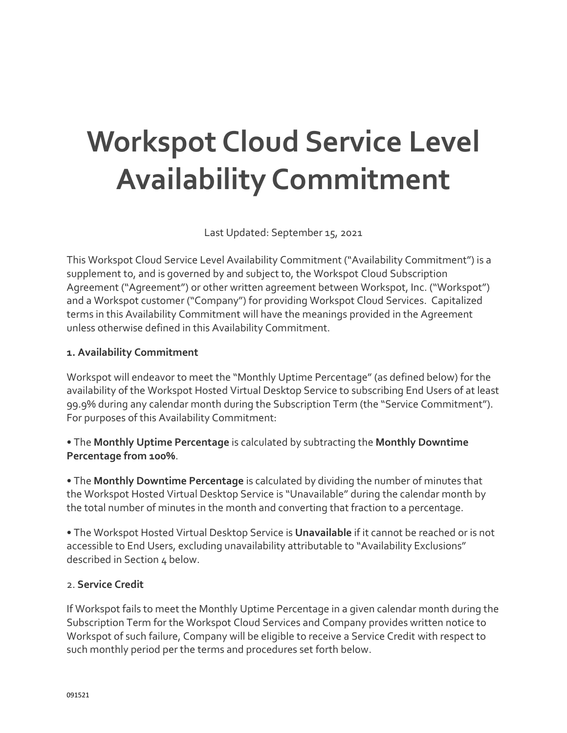# Workspot Cloud Service Level Availability Commitment

Last Updated: September 15, 2021

This Workspot Cloud Service Level Availability Commitment ("Availability Commitment") is a supplement to, and is governed by and subject to, the Workspot Cloud Subscription Agreement ("Agreement") or other written agreement between Workspot, Inc. ("Workspot") and a Workspot customer ("Company") for providing Workspot Cloud Services. Capitalized terms in this Availability Commitment will have the meanings provided in the Agreement unless otherwise defined in this Availability Commitment.

**1. Availability Commitment**

Workspot will endeavor to meet the "Monthly Uptime Percentage" (as defined below) for the availability of the Workspot Hosted Virtual Desktop Service to subscribing End Users of at least 99.9% during any calendar month during the Subscription Term (the "Service Commitment"). For purposes of this Availability Commitment:

• The **Monthly Uptime Percentage** is calculated by subtracting the **Monthly Downtime Percentage from 100%**.

• The **Monthly Downtime Percentage** is calculated by dividing the number of minutes that the Workspot Hosted Virtual Desktop Service is "Unavailable" during the calendar month by the total number of minutes in the month and converting that fraction to a percentage.

• The Workspot Hosted Virtual Desktop Service is **Unavailable** if it cannot be reached or is not accessible to End Users, excluding unavailability attributable to "Availability Exclusions" described in Section 4 below.

2. **Service Credit**

If Workspot fails to meet the Monthly Uptime Percentage in a given calendar month during the Subscription Term for the Workspot Cloud Services and Company provides written notice to Workspot of such failure, Company will be eligible to receive a Service Credit with respect to such monthly period per the terms and procedures set forth below.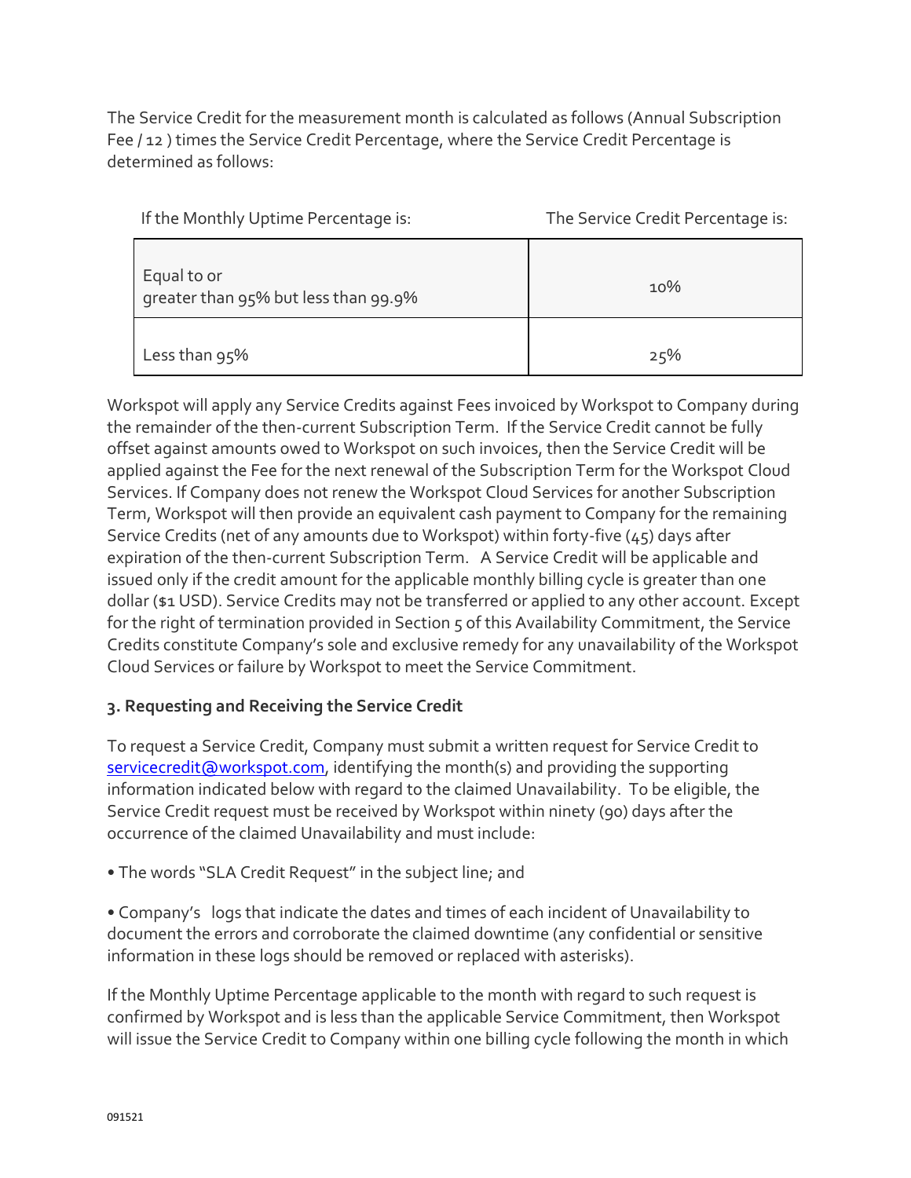The Service Credit for the measurement month is calculated as follows (Annual Subscription Fee / 12 ) times the Service Credit Percentage, where the Service Credit Percentage is determined as follows:

| If the Monthly Uptime Percentage is: | The Service Credit Percentage is: |
| --- | --- |
| Equal to or greater than 95% but less than 99.9% | 10% |
| Less than 95% | 25% |

Workspot will apply any Service Credits against Fees invoiced by Workspot to Company during the remainder of the then-current Subscription Term. If the Service Credit cannot be fully offset against amounts owed to Workspot on such invoices, then the Service Credit will be applied against the Fee for the next renewal of the Subscription Term for the Workspot Cloud Services. If Company does not renew the Workspot Cloud Services for another Subscription Term, Workspot will then provide an equivalent cash payment to Company for the remaining Service Credits (net of any amounts due to Workspot) within forty-five (45) days after expiration of the then-current Subscription Term. A Service Credit will be applicable and issued only if the credit amount for the applicable monthly billing cycle is greater than one dollar ($1 USD). Service Credits may not be transferred or applied to any other account. Except for the right of termination provided in Section 5 of this Availability Commitment, the Service Credits constitute Company's sole and exclusive remedy for any unavailability of the Workspot Cloud Services or failure by Workspot to meet the Service Commitment.

### 3. Requesting and Receiving the Service Credit

To request a Service Credit, Company must submit a written request for Service Credit to servicecredit@workspot.com, identifying the month(s) and providing the supporting information indicated below with regard to the claimed Unavailability. To be eligible, the Service Credit request must be received by Workspot within ninety (90) days after the occurrence of the claimed Unavailability and must include:

- The words "SLA Credit Request" in the subject line; and

- Company's logs that indicate the dates and times of each incident of Unavailability to document the errors and corroborate the claimed downtime (any confidential or sensitive information in these logs should be removed or replaced with asterisks).

If the Monthly Uptime Percentage applicable to the month with regard to such request is confirmed by Workspot and is less than the applicable Service Commitment, then Workspot will issue the Service Credit to Company within one billing cycle following the month in which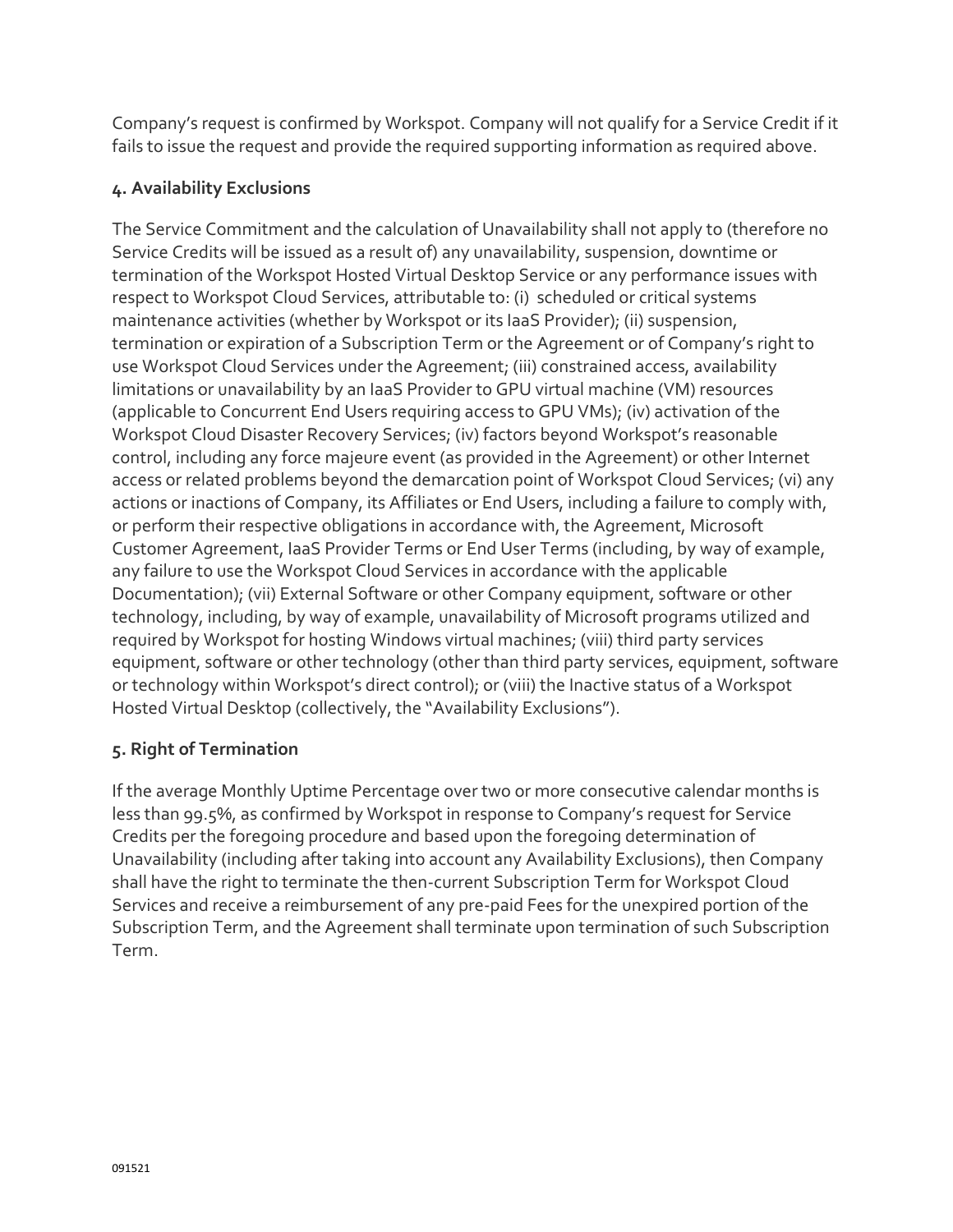Company's request is confirmed by Workspot. Company will not qualify for a Service Credit if it fails to issue the request and provide the required supporting information as required above.

## 4. Availability Exclusions

The Service Commitment and the calculation of Unavailability shall not apply to (therefore no Service Credits will be issued as a result of) any unavailability, suspension, downtime or termination of the Workspot Hosted Virtual Desktop Service or any performance issues with respect to Workspot Cloud Services, attributable to: (i) scheduled or critical systems maintenance activities (whether by Workspot or its IaaS Provider); (ii) suspension, termination or expiration of a Subscription Term or the Agreement or of Company's right to use Workspot Cloud Services under the Agreement; (iii) constrained access, availability limitations or unavailability by an IaaS Provider to GPU virtual machine (VM) resources (applicable to Concurrent End Users requiring access to GPU VMs); (iv) activation of the Workspot Cloud Disaster Recovery Services; (iv) factors beyond Workspot's reasonable control, including any force majeure event (as provided in the Agreement) or other Internet access or related problems beyond the demarcation point of Workspot Cloud Services; (vi) any actions or inactions of Company, its Affiliates or End Users, including a failure to comply with, or perform their respective obligations in accordance with, the Agreement, Microsoft Customer Agreement, IaaS Provider Terms or End User Terms (including, by way of example, any failure to use the Workspot Cloud Services in accordance with the applicable Documentation); (vii) External Software or other Company equipment, software or other technology, including, by way of example, unavailability of Microsoft programs utilized and required by Workspot for hosting Windows virtual machines; (viii) third party services equipment, software or other technology (other than third party services, equipment, software or technology within Workspot's direct control); or (viii) the Inactive status of a Workspot Hosted Virtual Desktop (collectively, the "Availability Exclusions").

## 5. Right of Termination

If the average Monthly Uptime Percentage over two or more consecutive calendar months is less than 99.5%, as confirmed by Workspot in response to Company's request for Service Credits per the foregoing procedure and based upon the foregoing determination of Unavailability (including after taking into account any Availability Exclusions), then Company shall have the right to terminate the then-current Subscription Term for Workspot Cloud Services and receive a reimbursement of any pre-paid Fees for the unexpired portion of the Subscription Term, and the Agreement shall terminate upon termination of such Subscription Term.

091521